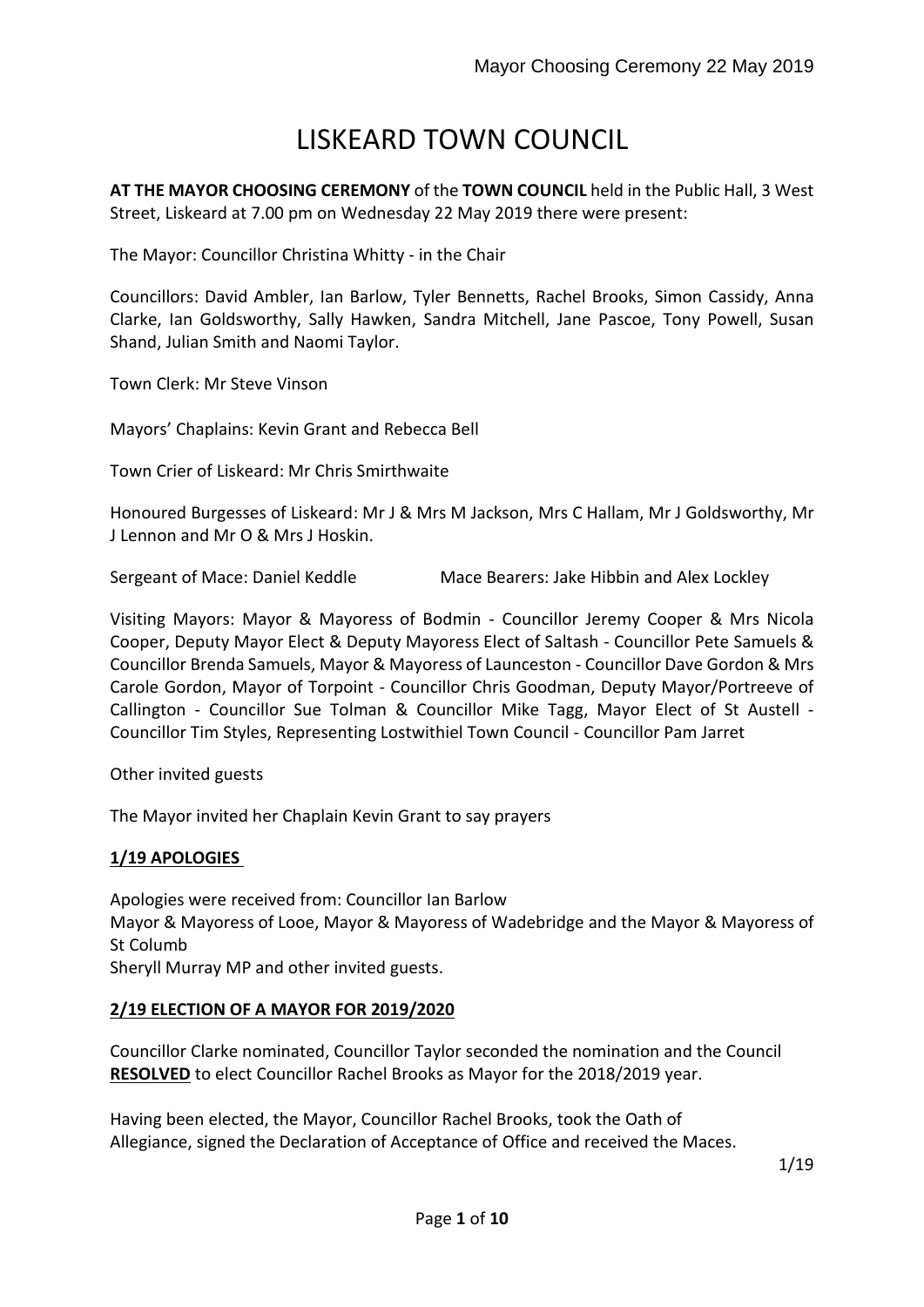# LISKEARD TOWN COUNCIL

**AT THE MAYOR CHOOSING CEREMONY** of the **TOWN COUNCIL** held in the Public Hall, 3 West Street, Liskeard at 7.00 pm on Wednesday 22 May 2019 there were present:

The Mayor: Councillor Christina Whitty - in the Chair

Councillors: David Ambler, Ian Barlow, Tyler Bennetts, Rachel Brooks, Simon Cassidy, Anna Clarke, Ian Goldsworthy, Sally Hawken, Sandra Mitchell, Jane Pascoe, Tony Powell, Susan Shand, Julian Smith and Naomi Taylor.

Town Clerk: Mr Steve Vinson

Mayors' Chaplains: Kevin Grant and Rebecca Bell

Town Crier of Liskeard: Mr Chris Smirthwaite

Honoured Burgesses of Liskeard: Mr J & Mrs M Jackson, Mrs C Hallam, Mr J Goldsworthy, Mr J Lennon and Mr O & Mrs J Hoskin.

Sergeant of Mace: Daniel Keddle Mace Bearers: Jake Hibbin and Alex Lockley

Visiting Mayors: Mayor & Mayoress of Bodmin - Councillor Jeremy Cooper & Mrs Nicola Cooper, Deputy Mayor Elect & Deputy Mayoress Elect of Saltash - Councillor Pete Samuels & Councillor Brenda Samuels, Mayor & Mayoress of Launceston - Councillor Dave Gordon & Mrs Carole Gordon, Mayor of Torpoint - Councillor Chris Goodman, Deputy Mayor/Portreeve of Callington - Councillor Sue Tolman & Councillor Mike Tagg, Mayor Elect of St Austell - Councillor Tim Styles, Representing Lostwithiel Town Council - Councillor Pam Jarret

Other invited guests

The Mayor invited her Chaplain Kevin Grant to say prayers

## 1/19 APOLOGIES

Apologies were received from: Councillor Ian Barlow
Mayor & Mayoress of Looe, Mayor & Mayoress of Wadebridge and the Mayor & Mayoress of St Columb
Sheryll Murray MP and other invited guests.

## 2/19 ELECTION OF A MAYOR FOR 2019/2020

Councillor Clarke nominated, Councillor Taylor seconded the nomination and the Council **RESOLVED** to elect Councillor Rachel Brooks as Mayor for the 2018/2019 year.

Having been elected, the Mayor, Councillor Rachel Brooks, took the Oath of Allegiance, signed the Declaration of Acceptance of Office and received the Maces.

1/19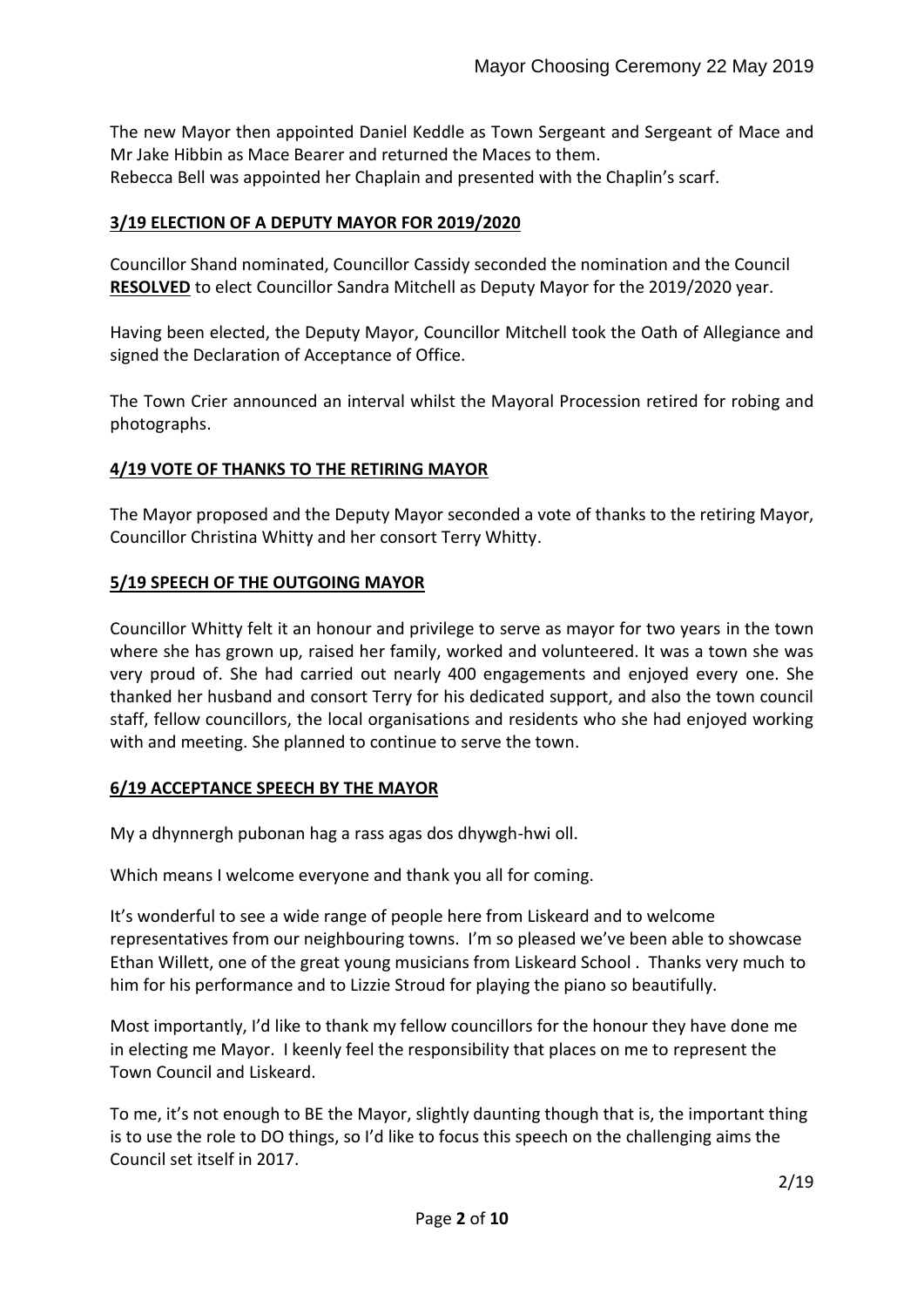The new Mayor then appointed Daniel Keddle as Town Sergeant and Sergeant of Mace and Mr Jake Hibbin as Mace Bearer and returned the Maces to them.
Rebecca Bell was appointed her Chaplain and presented with the Chaplin's scarf.

## 3/19 ELECTION OF A DEPUTY MAYOR FOR 2019/2020

Councillor Shand nominated, Councillor Cassidy seconded the nomination and the Council **RESOLVED** to elect Councillor Sandra Mitchell as Deputy Mayor for the 2019/2020 year.

Having been elected, the Deputy Mayor, Councillor Mitchell took the Oath of Allegiance and signed the Declaration of Acceptance of Office.

The Town Crier announced an interval whilst the Mayoral Procession retired for robing and photographs.

## 4/19 VOTE OF THANKS TO THE RETIRING MAYOR

The Mayor proposed and the Deputy Mayor seconded a vote of thanks to the retiring Mayor, Councillor Christina Whitty and her consort Terry Whitty.

## 5/19 SPEECH OF THE OUTGOING MAYOR

Councillor Whitty felt it an honour and privilege to serve as mayor for two years in the town where she has grown up, raised her family, worked and volunteered. It was a town she was very proud of. She had carried out nearly 400 engagements and enjoyed every one. She thanked her husband and consort Terry for his dedicated support, and also the town council staff, fellow councillors, the local organisations and residents who she had enjoyed working with and meeting. She planned to continue to serve the town.

## 6/19 ACCEPTANCE SPEECH BY THE MAYOR

My a dhynnergh pubonan hag a rass agas dos dhywgh-hwi oll.

Which means I welcome everyone and thank you all for coming.

It's wonderful to see a wide range of people here from Liskeard and to welcome representatives from our neighbouring towns. I'm so pleased we've been able to showcase Ethan Willett, one of the great young musicians from Liskeard School . Thanks very much to him for his performance and to Lizzie Stroud for playing the piano so beautifully.

Most importantly, I'd like to thank my fellow councillors for the honour they have done me in electing me Mayor. I keenly feel the responsibility that places on me to represent the Town Council and Liskeard.

To me, it's not enough to BE the Mayor, slightly daunting though that is, the important thing is to use the role to DO things, so I'd like to focus this speech on the challenging aims the Council set itself in 2017.

2/19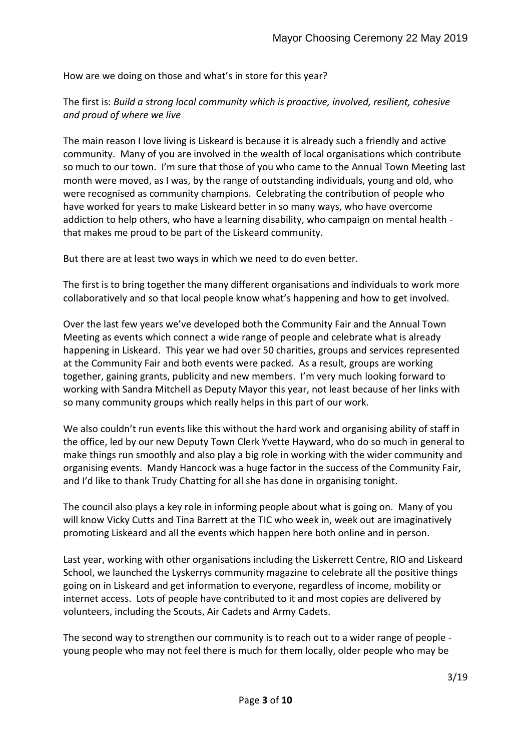How are we doing on those and what's in store for this year?

The first is: *Build a strong local community which is proactive, involved, resilient, cohesive and proud of where we live*

The main reason I love living is Liskeard is because it is already such a friendly and active community. Many of you are involved in the wealth of local organisations which contribute so much to our town. I'm sure that those of you who came to the Annual Town Meeting last month were moved, as I was, by the range of outstanding individuals, young and old, who were recognised as community champions. Celebrating the contribution of people who have worked for years to make Liskeard better in so many ways, who have overcome addiction to help others, who have a learning disability, who campaign on mental health - that makes me proud to be part of the Liskeard community.

But there are at least two ways in which we need to do even better.

The first is to bring together the many different organisations and individuals to work more collaboratively and so that local people know what's happening and how to get involved.

Over the last few years we've developed both the Community Fair and the Annual Town Meeting as events which connect a wide range of people and celebrate what is already happening in Liskeard. This year we had over 50 charities, groups and services represented at the Community Fair and both events were packed. As a result, groups are working together, gaining grants, publicity and new members. I'm very much looking forward to working with Sandra Mitchell as Deputy Mayor this year, not least because of her links with so many community groups which really helps in this part of our work.

We also couldn't run events like this without the hard work and organising ability of staff in the office, led by our new Deputy Town Clerk Yvette Hayward, who do so much in general to make things run smoothly and also play a big role in working with the wider community and organising events. Mandy Hancock was a huge factor in the success of the Community Fair, and I'd like to thank Trudy Chatting for all she has done in organising tonight.

The council also plays a key role in informing people about what is going on. Many of you will know Vicky Cutts and Tina Barrett at the TIC who week in, week out are imaginatively promoting Liskeard and all the events which happen here both online and in person.

Last year, working with other organisations including the Liskerrett Centre, RIO and Liskeard School, we launched the Lyskerrys community magazine to celebrate all the positive things going on in Liskeard and get information to everyone, regardless of income, mobility or internet access. Lots of people have contributed to it and most copies are delivered by volunteers, including the Scouts, Air Cadets and Army Cadets.

The second way to strengthen our community is to reach out to a wider range of people - young people who may not feel there is much for them locally, older people who may be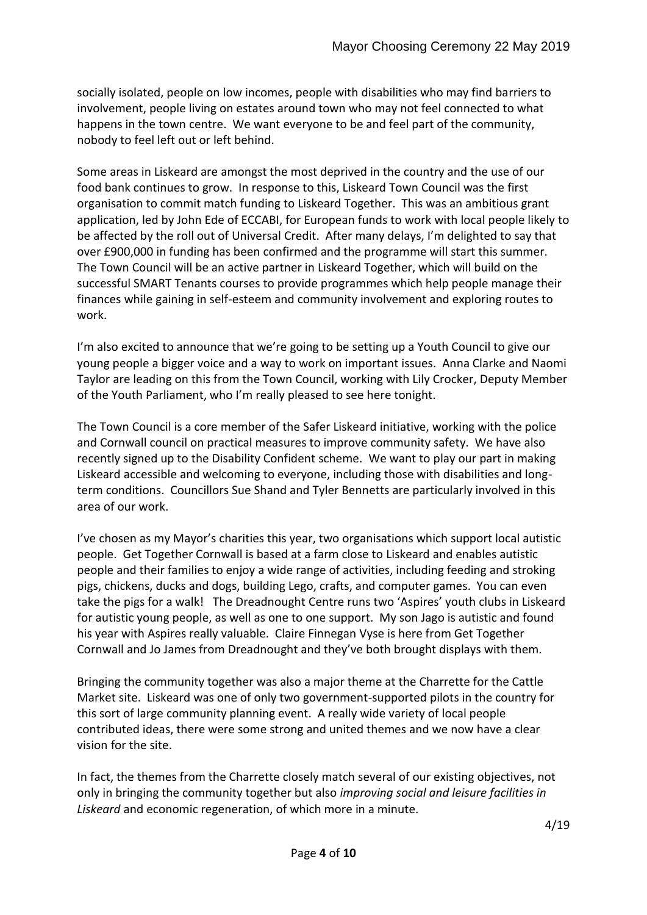socially isolated, people on low incomes, people with disabilities who may find barriers to involvement, people living on estates around town who may not feel connected to what happens in the town centre. We want everyone to be and feel part of the community, nobody to feel left out or left behind.

Some areas in Liskeard are amongst the most deprived in the country and the use of our food bank continues to grow. In response to this, Liskeard Town Council was the first organisation to commit match funding to Liskeard Together. This was an ambitious grant application, led by John Ede of ECCABI, for European funds to work with local people likely to be affected by the roll out of Universal Credit. After many delays, I'm delighted to say that over £900,000 in funding has been confirmed and the programme will start this summer. The Town Council will be an active partner in Liskeard Together, which will build on the successful SMART Tenants courses to provide programmes which help people manage their finances while gaining in self-esteem and community involvement and exploring routes to work.

I'm also excited to announce that we're going to be setting up a Youth Council to give our young people a bigger voice and a way to work on important issues. Anna Clarke and Naomi Taylor are leading on this from the Town Council, working with Lily Crocker, Deputy Member of the Youth Parliament, who I'm really pleased to see here tonight.

The Town Council is a core member of the Safer Liskeard initiative, working with the police and Cornwall council on practical measures to improve community safety. We have also recently signed up to the Disability Confident scheme. We want to play our part in making Liskeard accessible and welcoming to everyone, including those with disabilities and long-term conditions. Councillors Sue Shand and Tyler Bennetts are particularly involved in this area of our work.

I've chosen as my Mayor's charities this year, two organisations which support local autistic people. Get Together Cornwall is based at a farm close to Liskeard and enables autistic people and their families to enjoy a wide range of activities, including feeding and stroking pigs, chickens, ducks and dogs, building Lego, crafts, and computer games. You can even take the pigs for a walk! The Dreadnought Centre runs two 'Aspires' youth clubs in Liskeard for autistic young people, as well as one to one support. My son Jago is autistic and found his year with Aspires really valuable. Claire Finnegan Vyse is here from Get Together Cornwall and Jo James from Dreadnought and they've both brought displays with them.

Bringing the community together was also a major theme at the Charrette for the Cattle Market site. Liskeard was one of only two government-supported pilots in the country for this sort of large community planning event. A really wide variety of local people contributed ideas, there were some strong and united themes and we now have a clear vision for the site.

In fact, the themes from the Charrette closely match several of our existing objectives, not only in bringing the community together but also *improving social and leisure facilities in Liskeard* and economic regeneration, of which more in a minute.

4/19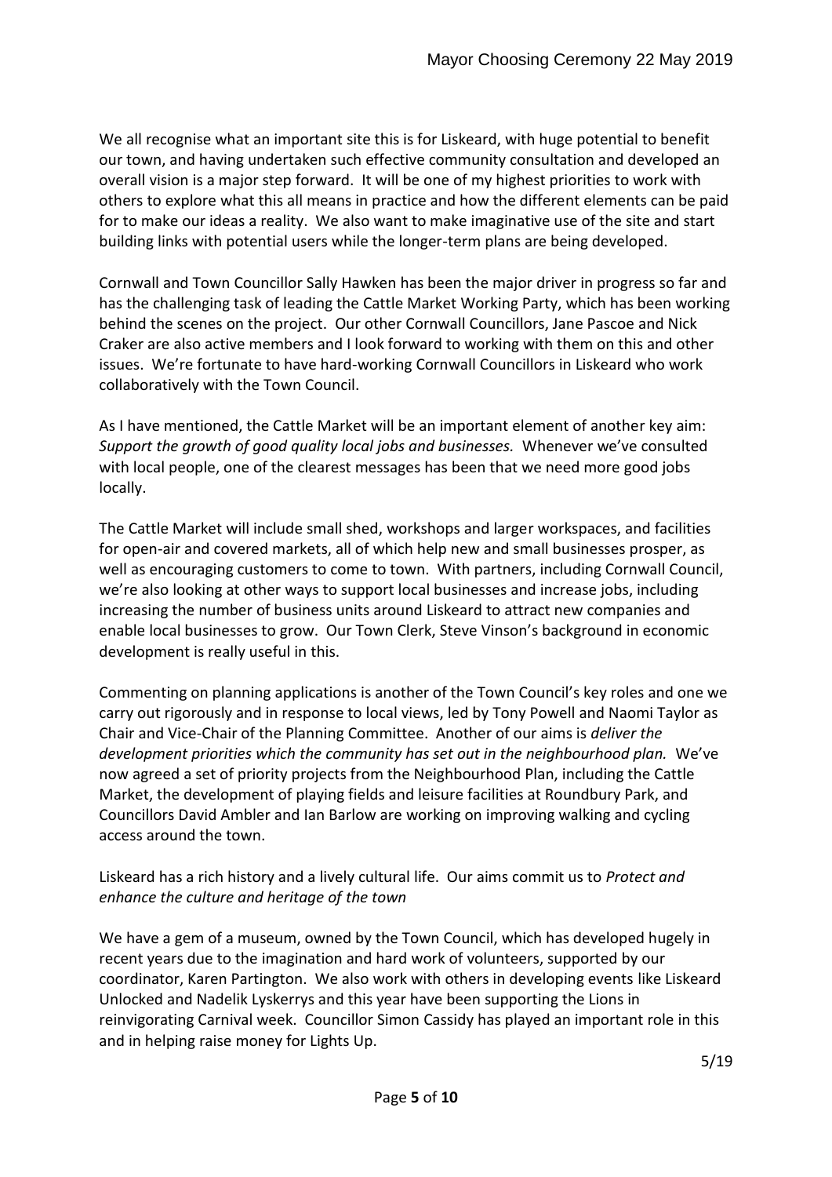We all recognise what an important site this is for Liskeard, with huge potential to benefit our town, and having undertaken such effective community consultation and developed an overall vision is a major step forward. It will be one of my highest priorities to work with others to explore what this all means in practice and how the different elements can be paid for to make our ideas a reality. We also want to make imaginative use of the site and start building links with potential users while the longer-term plans are being developed.

Cornwall and Town Councillor Sally Hawken has been the major driver in progress so far and has the challenging task of leading the Cattle Market Working Party, which has been working behind the scenes on the project. Our other Cornwall Councillors, Jane Pascoe and Nick Craker are also active members and I look forward to working with them on this and other issues. We're fortunate to have hard-working Cornwall Councillors in Liskeard who work collaboratively with the Town Council.

As I have mentioned, the Cattle Market will be an important element of another key aim: *Support the growth of good quality local jobs and businesses.* Whenever we've consulted with local people, one of the clearest messages has been that we need more good jobs locally.

The Cattle Market will include small shed, workshops and larger workspaces, and facilities for open-air and covered markets, all of which help new and small businesses prosper, as well as encouraging customers to come to town. With partners, including Cornwall Council, we're also looking at other ways to support local businesses and increase jobs, including increasing the number of business units around Liskeard to attract new companies and enable local businesses to grow. Our Town Clerk, Steve Vinson's background in economic development is really useful in this.

Commenting on planning applications is another of the Town Council's key roles and one we carry out rigorously and in response to local views, led by Tony Powell and Naomi Taylor as Chair and Vice-Chair of the Planning Committee. Another of our aims is *deliver the development priorities which the community has set out in the neighbourhood plan.* We've now agreed a set of priority projects from the Neighbourhood Plan, including the Cattle Market, the development of playing fields and leisure facilities at Roundbury Park, and Councillors David Ambler and Ian Barlow are working on improving walking and cycling access around the town.

Liskeard has a rich history and a lively cultural life. Our aims commit us to *Protect and enhance the culture and heritage of the town*

We have a gem of a museum, owned by the Town Council, which has developed hugely in recent years due to the imagination and hard work of volunteers, supported by our coordinator, Karen Partington. We also work with others in developing events like Liskeard Unlocked and Nadelik Lyskerrys and this year have been supporting the Lions in reinvigorating Carnival week. Councillor Simon Cassidy has played an important role in this and in helping raise money for Lights Up.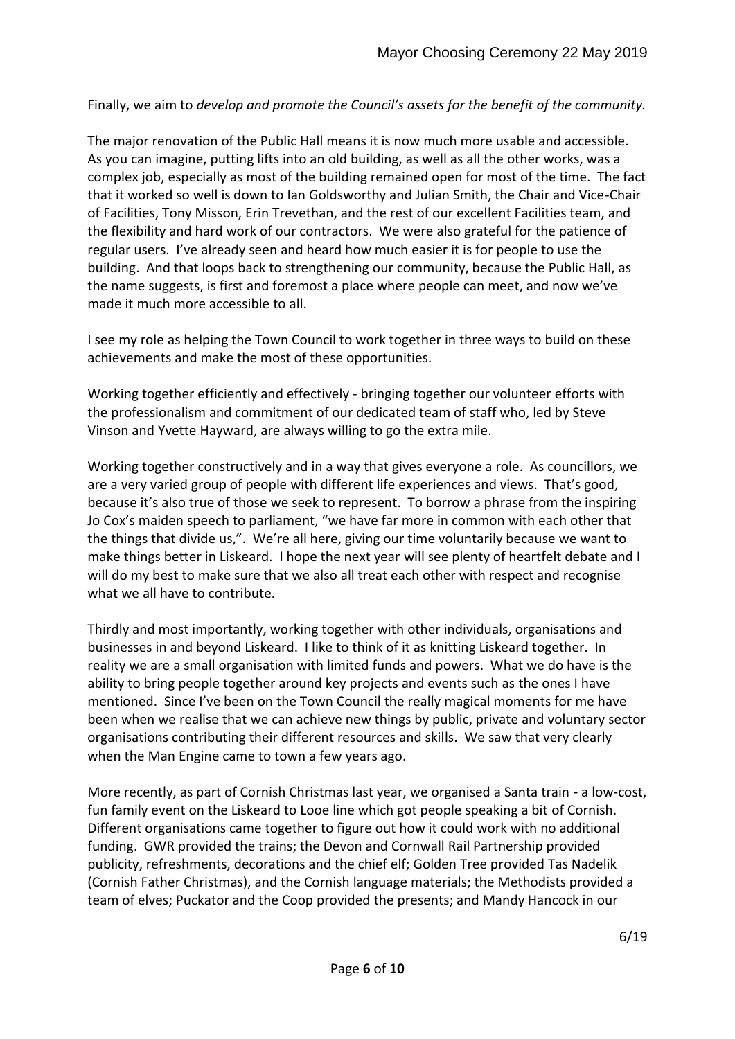Finally, we aim to *develop and promote the Council's assets for the benefit of the community.*

The major renovation of the Public Hall means it is now much more usable and accessible. As you can imagine, putting lifts into an old building, as well as all the other works, was a complex job, especially as most of the building remained open for most of the time. The fact that it worked so well is down to Ian Goldsworthy and Julian Smith, the Chair and Vice-Chair of Facilities, Tony Misson, Erin Trevethan, and the rest of our excellent Facilities team, and the flexibility and hard work of our contractors. We were also grateful for the patience of regular users. I've already seen and heard how much easier it is for people to use the building. And that loops back to strengthening our community, because the Public Hall, as the name suggests, is first and foremost a place where people can meet, and now we've made it much more accessible to all.

I see my role as helping the Town Council to work together in three ways to build on these achievements and make the most of these opportunities.

Working together efficiently and effectively - bringing together our volunteer efforts with the professionalism and commitment of our dedicated team of staff who, led by Steve Vinson and Yvette Hayward, are always willing to go the extra mile.

Working together constructively and in a way that gives everyone a role. As councillors, we are a very varied group of people with different life experiences and views. That's good, because it's also true of those we seek to represent. To borrow a phrase from the inspiring Jo Cox's maiden speech to parliament, "we have far more in common with each other that the things that divide us,". We're all here, giving our time voluntarily because we want to make things better in Liskeard. I hope the next year will see plenty of heartfelt debate and I will do my best to make sure that we also all treat each other with respect and recognise what we all have to contribute.

Thirdly and most importantly, working together with other individuals, organisations and businesses in and beyond Liskeard. I like to think of it as knitting Liskeard together. In reality we are a small organisation with limited funds and powers. What we do have is the ability to bring people together around key projects and events such as the ones I have mentioned. Since I've been on the Town Council the really magical moments for me have been when we realise that we can achieve new things by public, private and voluntary sector organisations contributing their different resources and skills. We saw that very clearly when the Man Engine came to town a few years ago.

More recently, as part of Cornish Christmas last year, we organised a Santa train - a low-cost, fun family event on the Liskeard to Looe line which got people speaking a bit of Cornish. Different organisations came together to figure out how it could work with no additional funding. GWR provided the trains; the Devon and Cornwall Rail Partnership provided publicity, refreshments, decorations and the chief elf; Golden Tree provided Tas Nadelik (Cornish Father Christmas), and the Cornish language materials; the Methodists provided a team of elves; Puckator and the Coop provided the presents; and Mandy Hancock in our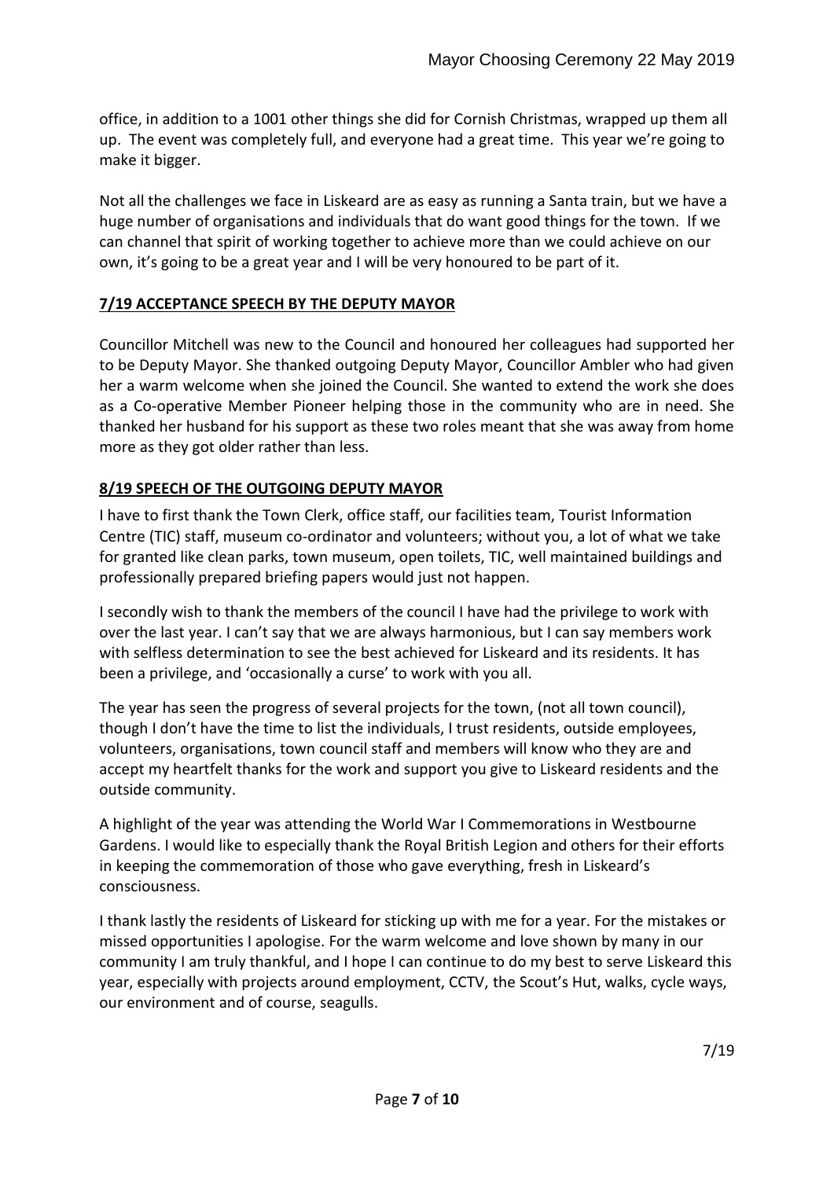office, in addition to a 1001 other things she did for Cornish Christmas, wrapped up them all up. The event was completely full, and everyone had a great time. This year we're going to make it bigger.

Not all the challenges we face in Liskeard are as easy as running a Santa train, but we have a huge number of organisations and individuals that do want good things for the town. If we can channel that spirit of working together to achieve more than we could achieve on our own, it's going to be a great year and I will be very honoured to be part of it.

## 7/19 ACCEPTANCE SPEECH BY THE DEPUTY MAYOR

Councillor Mitchell was new to the Council and honoured her colleagues had supported her to be Deputy Mayor. She thanked outgoing Deputy Mayor, Councillor Ambler who had given her a warm welcome when she joined the Council. She wanted to extend the work she does as a Co-operative Member Pioneer helping those in the community who are in need. She thanked her husband for his support as these two roles meant that she was away from home more as they got older rather than less.

## 8/19 SPEECH OF THE OUTGOING DEPUTY MAYOR

I have to first thank the Town Clerk, office staff, our facilities team, Tourist Information Centre (TIC) staff, museum co-ordinator and volunteers; without you, a lot of what we take for granted like clean parks, town museum, open toilets, TIC, well maintained buildings and professionally prepared briefing papers would just not happen.

I secondly wish to thank the members of the council I have had the privilege to work with over the last year. I can't say that we are always harmonious, but I can say members work with selfless determination to see the best achieved for Liskeard and its residents. It has been a privilege, and 'occasionally a curse' to work with you all.

The year has seen the progress of several projects for the town, (not all town council), though I don't have the time to list the individuals, I trust residents, outside employees, volunteers, organisations, town council staff and members will know who they are and accept my heartfelt thanks for the work and support you give to Liskeard residents and the outside community.

A highlight of the year was attending the World War I Commemorations in Westbourne Gardens. I would like to especially thank the Royal British Legion and others for their efforts in keeping the commemoration of those who gave everything, fresh in Liskeard's consciousness.

I thank lastly the residents of Liskeard for sticking up with me for a year. For the mistakes or missed opportunities I apologise. For the warm welcome and love shown by many in our community I am truly thankful, and I hope I can continue to do my best to serve Liskeard this year, especially with projects around employment, CCTV, the Scout's Hut, walks, cycle ways, our environment and of course, seagulls.

7/19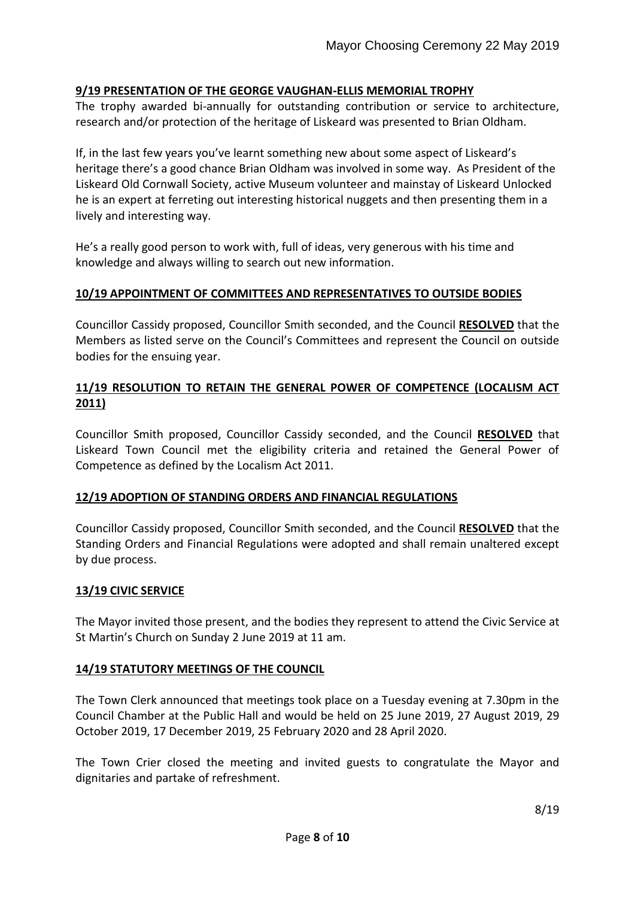## 9/19 PRESENTATION OF THE GEORGE VAUGHAN-ELLIS MEMORIAL TROPHY

The trophy awarded bi-annually for outstanding contribution or service to architecture, research and/or protection of the heritage of Liskeard was presented to Brian Oldham.

If, in the last few years you've learnt something new about some aspect of Liskeard's heritage there's a good chance Brian Oldham was involved in some way. As President of the Liskeard Old Cornwall Society, active Museum volunteer and mainstay of Liskeard Unlocked he is an expert at ferreting out interesting historical nuggets and then presenting them in a lively and interesting way.

He's a really good person to work with, full of ideas, very generous with his time and knowledge and always willing to search out new information.

## 10/19 APPOINTMENT OF COMMITTEES AND REPRESENTATIVES TO OUTSIDE BODIES

Councillor Cassidy proposed, Councillor Smith seconded, and the Council **RESOLVED** that the Members as listed serve on the Council's Committees and represent the Council on outside bodies for the ensuing year.

## 11/19 RESOLUTION TO RETAIN THE GENERAL POWER OF COMPETENCE (LOCALISM ACT 2011)

Councillor Smith proposed, Councillor Cassidy seconded, and the Council **RESOLVED** that Liskeard Town Council met the eligibility criteria and retained the General Power of Competence as defined by the Localism Act 2011.

## 12/19 ADOPTION OF STANDING ORDERS AND FINANCIAL REGULATIONS

Councillor Cassidy proposed, Councillor Smith seconded, and the Council **RESOLVED** that the Standing Orders and Financial Regulations were adopted and shall remain unaltered except by due process.

## 13/19 CIVIC SERVICE

The Mayor invited those present, and the bodies they represent to attend the Civic Service at St Martin's Church on Sunday 2 June 2019 at 11 am.

## 14/19 STATUTORY MEETINGS OF THE COUNCIL

The Town Clerk announced that meetings took place on a Tuesday evening at 7.30pm in the Council Chamber at the Public Hall and would be held on 25 June 2019, 27 August 2019, 29 October 2019, 17 December 2019, 25 February 2020 and 28 April 2020.

The Town Crier closed the meeting and invited guests to congratulate the Mayor and dignitaries and partake of refreshment.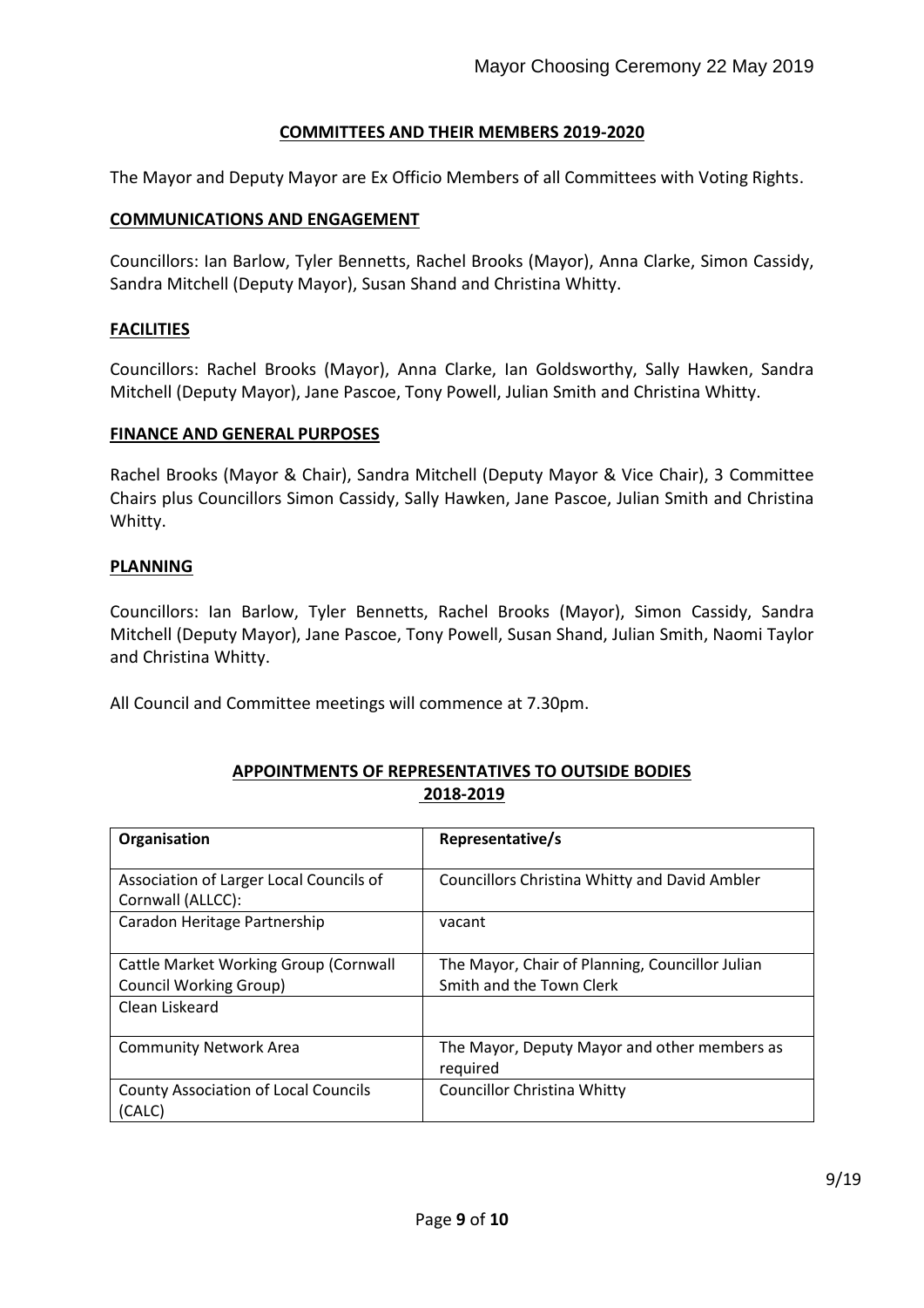## COMMITTEES AND THEIR MEMBERS 2019-2020

The Mayor and Deputy Mayor are Ex Officio Members of all Committees with Voting Rights.

### COMMUNICATIONS AND ENGAGEMENT

Councillors: Ian Barlow, Tyler Bennetts, Rachel Brooks (Mayor), Anna Clarke, Simon Cassidy, Sandra Mitchell (Deputy Mayor), Susan Shand and Christina Whitty.

### FACILITIES

Councillors: Rachel Brooks (Mayor), Anna Clarke, Ian Goldsworthy, Sally Hawken, Sandra Mitchell (Deputy Mayor), Jane Pascoe, Tony Powell, Julian Smith and Christina Whitty.

### FINANCE AND GENERAL PURPOSES

Rachel Brooks (Mayor & Chair), Sandra Mitchell (Deputy Mayor & Vice Chair), 3 Committee Chairs plus Councillors Simon Cassidy, Sally Hawken, Jane Pascoe, Julian Smith and Christina Whitty.

### PLANNING

Councillors: Ian Barlow, Tyler Bennetts, Rachel Brooks (Mayor), Simon Cassidy, Sandra Mitchell (Deputy Mayor), Jane Pascoe, Tony Powell, Susan Shand, Julian Smith, Naomi Taylor and Christina Whitty.

All Council and Committee meetings will commence at 7.30pm.

## APPOINTMENTS OF REPRESENTATIVES TO OUTSIDE BODIES 2018-2019

| Organisation | Representative/s |
|---|---|
| Association of Larger Local Councils of Cornwall (ALLCC): | Councillors Christina Whitty and David Ambler |
| Caradon Heritage Partnership | vacant |
| Cattle Market Working Group (Cornwall Council Working Group) | The Mayor, Chair of Planning, Councillor Julian Smith and the Town Clerk |
| Clean Liskeard | |
| Community Network Area | The Mayor, Deputy Mayor and other members as required |
| County Association of Local Councils (CALC) | Councillor Christina Whitty |

9/19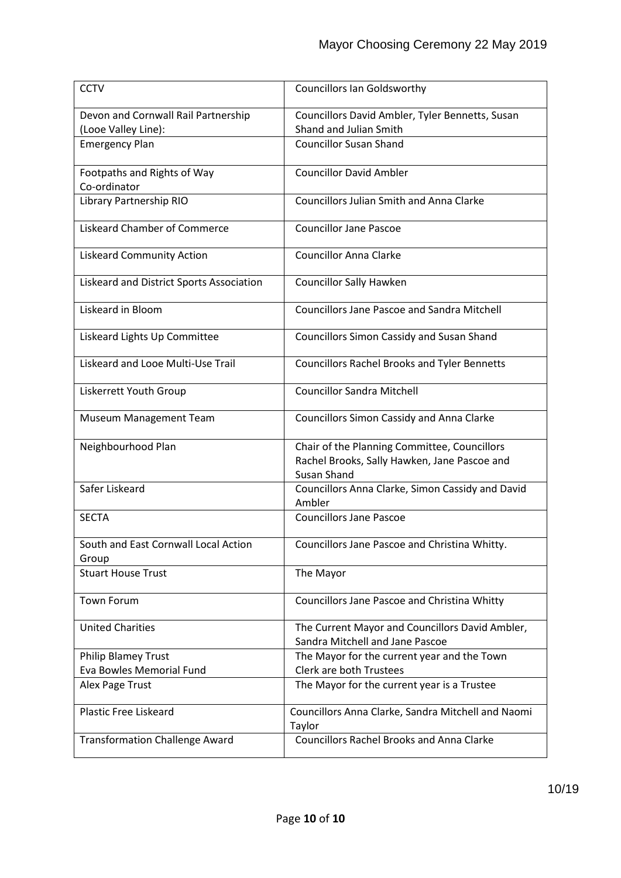| | |
|---|---|
| CCTV | Councillors Ian Goldsworthy |
| Devon and Cornwall Rail Partnership (Looe Valley Line): | Councillors David Ambler, Tyler Bennetts, Susan Shand and Julian Smith |
| Emergency Plan | Councillor Susan Shand |
| Footpaths and Rights of Way Co-ordinator | Councillor David Ambler |
| Library Partnership RIO | Councillors Julian Smith and Anna Clarke |
| Liskeard Chamber of Commerce | Councillor Jane Pascoe |
| Liskeard Community Action | Councillor Anna Clarke |
| Liskeard and District Sports Association | Councillor Sally Hawken |
| Liskeard in Bloom | Councillors Jane Pascoe and Sandra Mitchell |
| Liskeard Lights Up Committee | Councillors Simon Cassidy and Susan Shand |
| Liskeard and Looe Multi-Use Trail | Councillors Rachel Brooks and Tyler Bennetts |
| Liskerrett Youth Group | Councillor Sandra Mitchell |
| Museum Management Team | Councillors Simon Cassidy and Anna Clarke |
| Neighbourhood Plan | Chair of the Planning Committee, Councillors Rachel Brooks, Sally Hawken, Jane Pascoe and Susan Shand |
| Safer Liskeard | Councillors Anna Clarke, Simon Cassidy and David Ambler |
| SECTA | Councillors Jane Pascoe |
| South and East Cornwall Local Action Group | Councillors Jane Pascoe and Christina Whitty. |
| Stuart House Trust | The Mayor |
| Town Forum | Councillors Jane Pascoe and Christina Whitty |
| United Charities | The Current Mayor and Councillors David Ambler, Sandra Mitchell and Jane Pascoe |
| Philip Blamey Trust<br>Eva Bowles Memorial Fund | The Mayor for the current year and the Town Clerk are both Trustees |
| Alex Page Trust | The Mayor for the current year is a Trustee |
| Plastic Free Liskeard | Councillors Anna Clarke, Sandra Mitchell and Naomi Taylor |
| Transformation Challenge Award | Councillors Rachel Brooks and Anna Clarke |